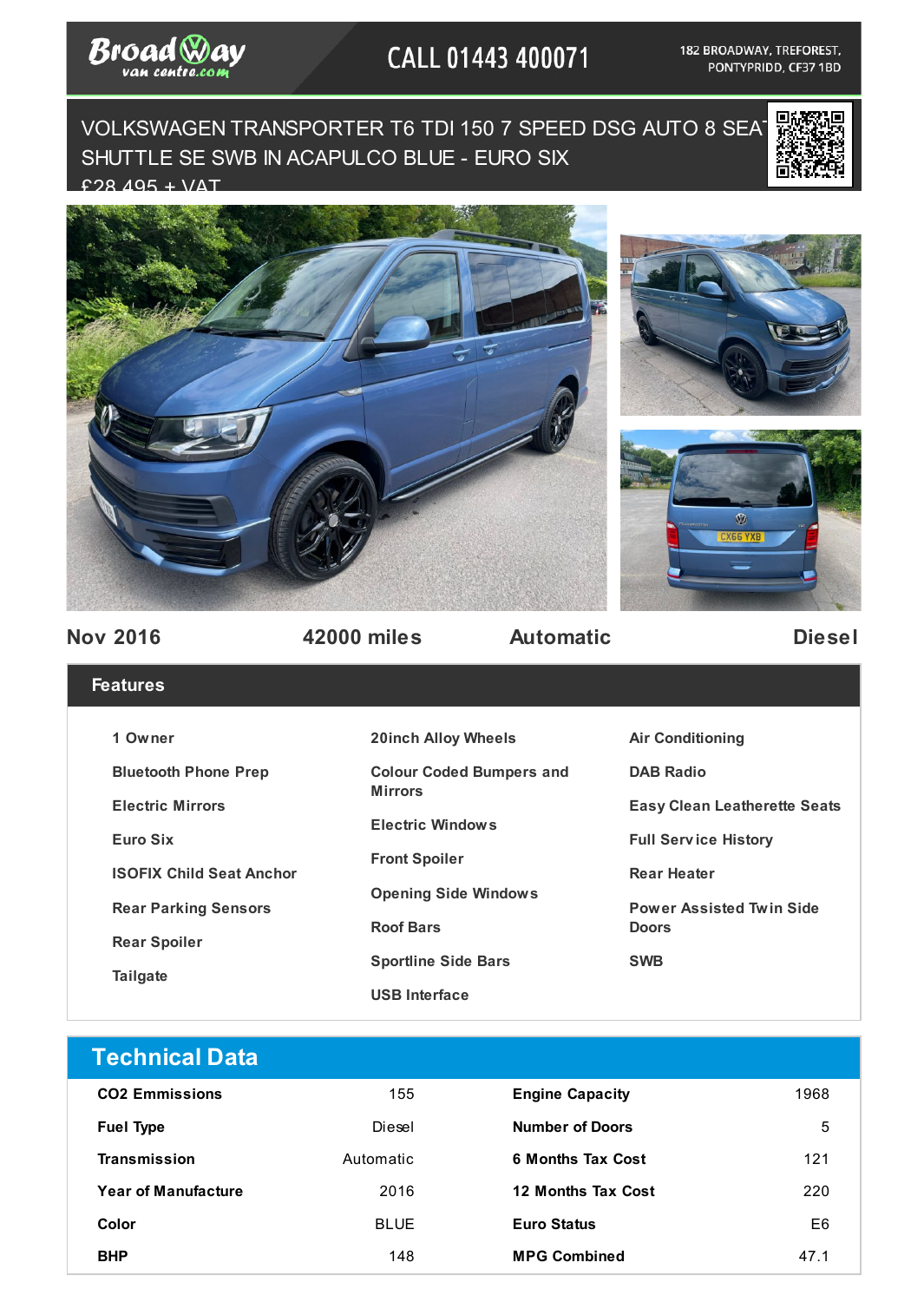Broad Way van centre.com

CALL 01443 400071

182 BROADWAY, TREFOREST, PONTYPRIDD, CF37 1BD

# VOLKSWAGEN TRANSPORTER T6 TDI 150 7 SPEED DSG AUTO 8 SEAT SHUTTLE SE SWB IN ACAPULCO BLUE - EURO SIX

£28,495 + VAT

**Nov 2016** | **42000 miles** | **Automatic** | **Diesel**

## Features

- 1 Owner
- Bluetooth Phone Prep
- Electric Mirrors
- Euro Six
- ISOFIX Child Seat Anchor
- Rear Parking Sensors
- Rear Spoiler
- Tailgate
- 20inch Alloy Wheels
- Colour Coded Bumpers and Mirrors
- Electric Windows
- Front Spoiler
- Opening Side Windows
- Roof Bars
- Sportline Side Bars
- USB Interface
- Air Conditioning
- DAB Radio
- Easy Clean Leatherette Seats
- Full Service History
- Rear Heater
- Power Assisted Twin Side Doors
- SWB

## Technical Data

| | | | |
|---|---|---|---|
| **CO2 Emmissions** | 155 | **Engine Capacity** | 1968 |
| **Fuel Type** | Diesel | **Number of Doors** | 5 |
| **Transmission** | Automatic | **6 Months Tax Cost** | 121 |
| **Year of Manufacture** | 2016 | **12 Months Tax Cost** | 220 |
| **Color** | BLUE | **Euro Status** | E6 |
| **BHP** | 148 | **MPG Combined** | 47.1 |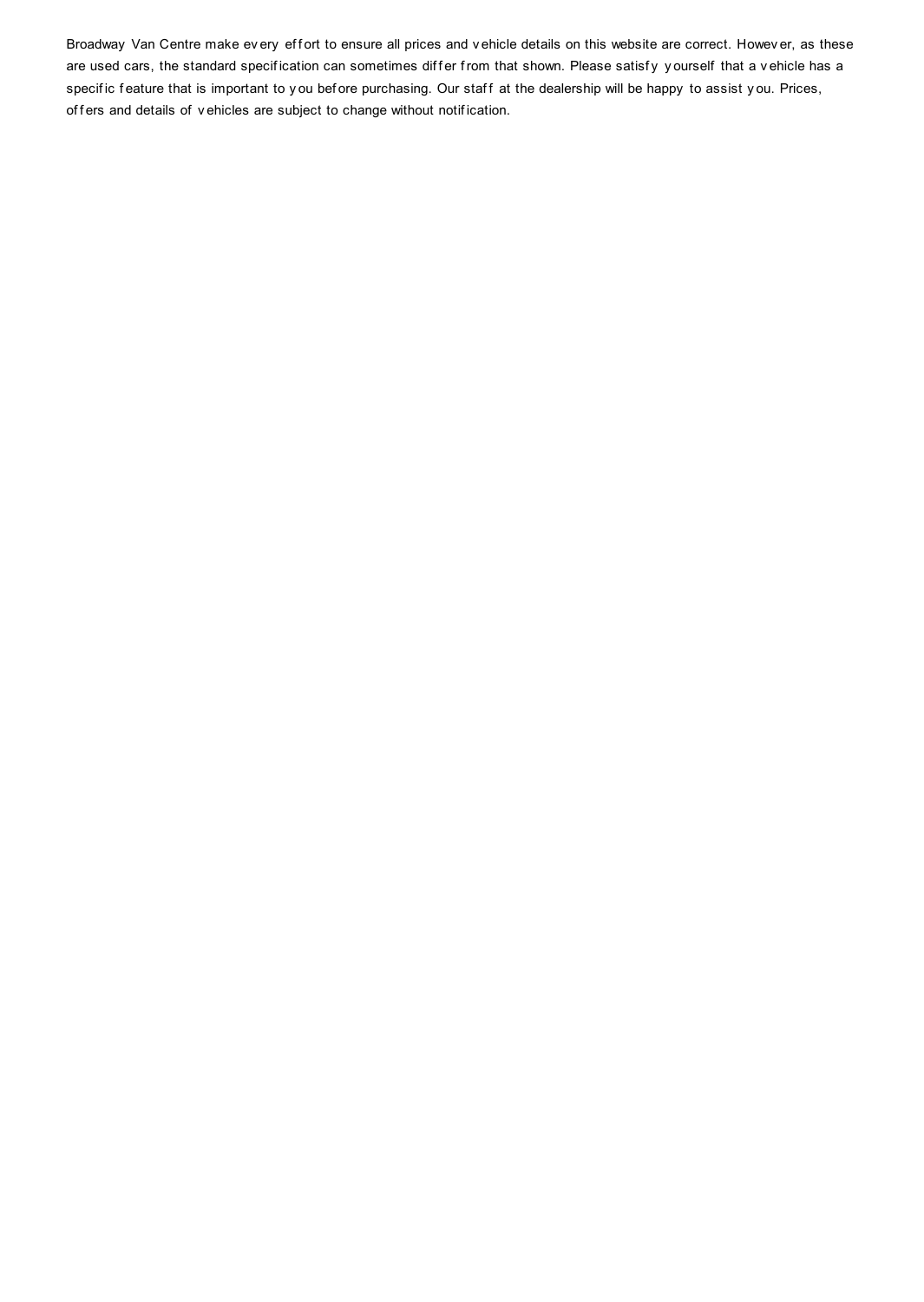Broadway Van Centre make every effort to ensure all prices and vehicle details on this website are correct. However, as these are used cars, the standard specification can sometimes differ from that shown. Please satisfy yourself that a vehicle has a specific feature that is important to you before purchasing. Our staff at the dealership will be happy to assist you. Prices, offers and details of vehicles are subject to change without notification.